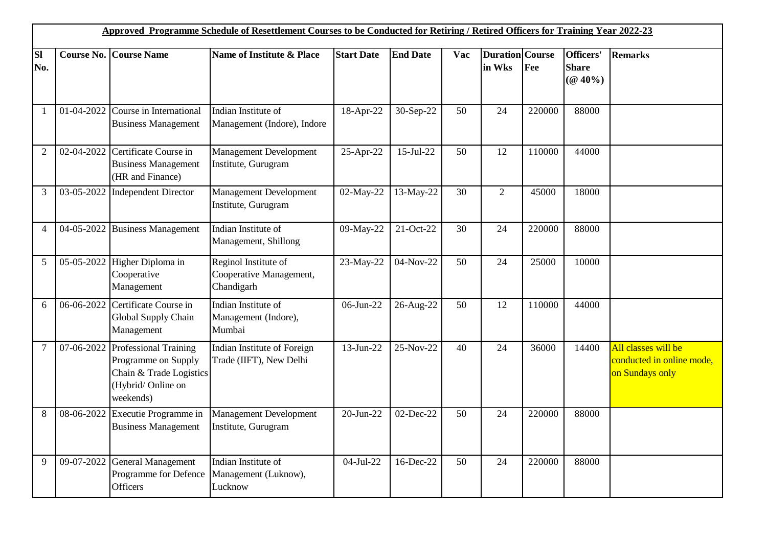**Approved Programme Schedule of Resettlement Courses to be Conducted for Retiring / Retired Officers for Training Year 2022-23**

| Sl No. | Course No. | Course Name | Name of Institute & Place | Start Date | End Date | Vac | Duration in Wks | Course Fee | Officers' Share (@ 40%) | Remarks |
|---|---|---|---|---|---|---|---|---|---|---|
| 1 | 01-04-2022 | Course in International Business Management | Indian Institute of Management (Indore), Indore | 18-Apr-22 | 30-Sep-22 | 50 | 24 | 220000 | 88000 | |
| 2 | 02-04-2022 | Certificate Course in Business Management (HR and Finance) | Management Development Institute, Gurugram | 25-Apr-22 | 15-Jul-22 | 50 | 12 | 110000 | 44000 | |
| 3 | 03-05-2022 | Independent Director | Management Development Institute, Gurugram | 02-May-22 | 13-May-22 | 30 | 2 | 45000 | 18000 | |
| 4 | 04-05-2022 | Business Management | Indian Institute of Management, Shillong | 09-May-22 | 21-Oct-22 | 30 | 24 | 220000 | 88000 | |
| 5 | 05-05-2022 | Higher Diploma in Cooperative Management | Reginol Institute of Cooperative Management, Chandigarh | 23-May-22 | 04-Nov-22 | 50 | 24 | 25000 | 10000 | |
| 6 | 06-06-2022 | Certificate Course in Global Supply Chain Management | Indian Institute of Management (Indore), Mumbai | 06-Jun-22 | 26-Aug-22 | 50 | 12 | 110000 | 44000 | |
| 7 | 07-06-2022 | Professional Training Programme on Supply Chain & Trade Logistics (Hybrid/ Online on weekends) | Indian Institute of Foreign Trade (IIFT), New Delhi | 13-Jun-22 | 25-Nov-22 | 40 | 24 | 36000 | 14400 | All classes will be conducted in online mode, on Sundays only |
| 8 | 08-06-2022 | Executie Programme in Business Management | Management Development Institute, Gurugram | 20-Jun-22 | 02-Dec-22 | 50 | 24 | 220000 | 88000 | |
| 9 | 09-07-2022 | General Management Programme for Defence Officers | Indian Institute of Management (Luknow), Lucknow | 04-Jul-22 | 16-Dec-22 | 50 | 24 | 220000 | 88000 | |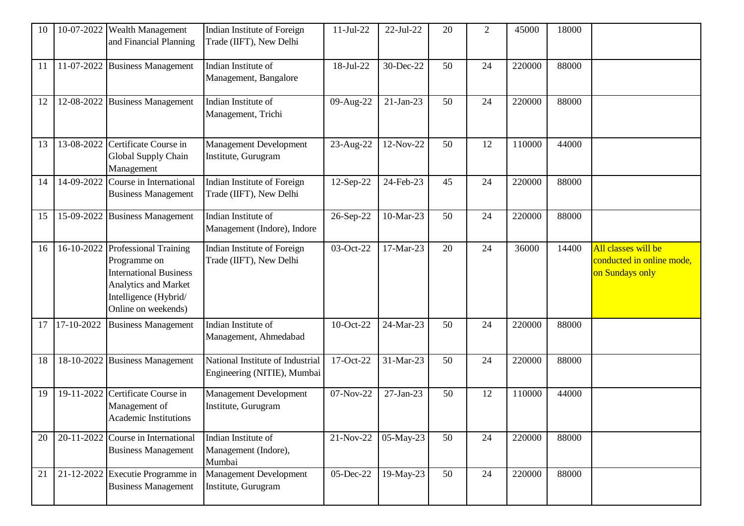| 10 | 10-07-2022 | Wealth Management and Financial Planning | Indian Institute of Foreign Trade (IIFT), New Delhi | 11-Jul-22 | 22-Jul-22 | 20 | 2 | 45000 | 18000 | |
|---|---|---|---|---|---|---|---|---|---|---|
| 11 | 11-07-2022 | Business Management | Indian Institute of Management, Bangalore | 18-Jul-22 | 30-Dec-22 | 50 | 24 | 220000 | 88000 | |
| 12 | 12-08-2022 | Business Management | Indian Institute of Management, Trichi | 09-Aug-22 | 21-Jan-23 | 50 | 24 | 220000 | 88000 | |
| 13 | 13-08-2022 | Certificate Course in Global Supply Chain Management | Management Development Institute, Gurugram | 23-Aug-22 | 12-Nov-22 | 50 | 12 | 110000 | 44000 | |
| 14 | 14-09-2022 | Course in International Business Management | Indian Institute of Foreign Trade (IIFT), New Delhi | 12-Sep-22 | 24-Feb-23 | 45 | 24 | 220000 | 88000 | |
| 15 | 15-09-2022 | Business Management | Indian Institute of Management (Indore), Indore | 26-Sep-22 | 10-Mar-23 | 50 | 24 | 220000 | 88000 | |
| 16 | 16-10-2022 | Professional Training Programme on International Business Analytics and Market Intelligence (Hybrid/ Online on weekends) | Indian Institute of Foreign Trade (IIFT), New Delhi | 03-Oct-22 | 17-Mar-23 | 20 | 24 | 36000 | 14400 | All classes will be conducted in online mode, on Sundays only |
| 17 | 17-10-2022 | Business Management | Indian Institute of Management, Ahmedabad | 10-Oct-22 | 24-Mar-23 | 50 | 24 | 220000 | 88000 | |
| 18 | 18-10-2022 | Business Management | National Institute of Industrial Engineering (NITIE), Mumbai | 17-Oct-22 | 31-Mar-23 | 50 | 24 | 220000 | 88000 | |
| 19 | 19-11-2022 | Certificate Course in Management of Academic Institutions | Management Development Institute, Gurugram | 07-Nov-22 | 27-Jan-23 | 50 | 12 | 110000 | 44000 | |
| 20 | 20-11-2022 | Course in International Business Management | Indian Institute of Management (Indore), Mumbai | 21-Nov-22 | 05-May-23 | 50 | 24 | 220000 | 88000 | |
| 21 | 21-12-2022 | Executie Programme in Business Management | Management Development Institute, Gurugram | 05-Dec-22 | 19-May-23 | 50 | 24 | 220000 | 88000 | |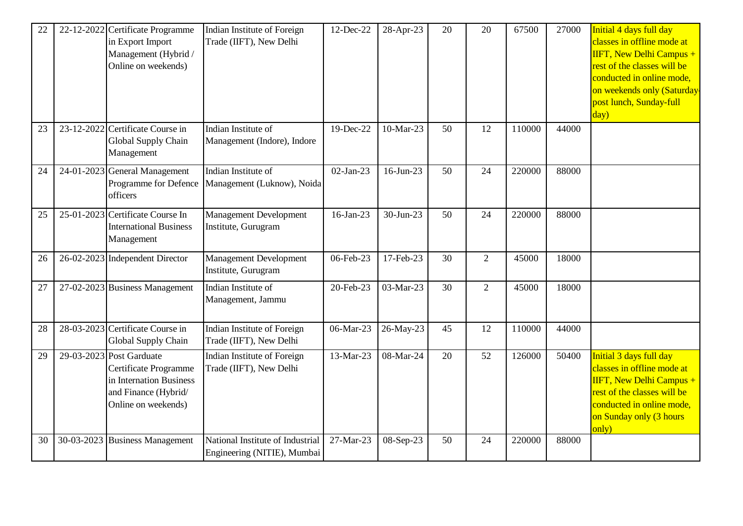| | | | | | | | | | | |
|---|---|---|---|---|---|---|---|---|---|---|
| 22 | 22-12-2022 | Certificate Programme in Export Import Management (Hybrid / Online on weekends) | Indian Institute of Foreign Trade (IIFT), New Delhi | 12-Dec-22 | 28-Apr-23 | 20 | 20 | 67500 | 27000 | Initial 4 days full day classes in offline mode at IIFT, New Delhi Campus + rest of the classes will be conducted in online mode, on weekends only (Saturday-post lunch, Sunday-full day) |
| 23 | 23-12-2022 | Certificate Course in Global Supply Chain Management | Indian Institute of Management (Indore), Indore | 19-Dec-22 | 10-Mar-23 | 50 | 12 | 110000 | 44000 | |
| 24 | 24-01-2023 | General Management Programme for Defence officers | Indian Institute of Management (Luknow), Noida | 02-Jan-23 | 16-Jun-23 | 50 | 24 | 220000 | 88000 | |
| 25 | 25-01-2023 | Certificate Course In International Business Management | Management Development Institute, Gurugram | 16-Jan-23 | 30-Jun-23 | 50 | 24 | 220000 | 88000 | |
| 26 | 26-02-2023 | Independent Director | Management Development Institute, Gurugram | 06-Feb-23 | 17-Feb-23 | 30 | 2 | 45000 | 18000 | |
| 27 | 27-02-2023 | Business Management | Indian Institute of Management, Jammu | 20-Feb-23 | 03-Mar-23 | 30 | 2 | 45000 | 18000 | |
| 28 | 28-03-2023 | Certificate Course in Global Supply Chain | Indian Institute of Foreign Trade (IIFT), New Delhi | 06-Mar-23 | 26-May-23 | 45 | 12 | 110000 | 44000 | |
| 29 | 29-03-2023 | Post Garduate Certificate Programme in Internation Business and Finance (Hybrid/ Online on weekends) | Indian Institute of Foreign Trade (IIFT), New Delhi | 13-Mar-23 | 08-Mar-24 | 20 | 52 | 126000 | 50400 | Initial 3 days full day classes in offline mode at IIFT, New Delhi Campus + rest of the classes will be conducted in online mode, on Sunday only (3 hours only) |
| 30 | 30-03-2023 | Business Management | National Institute of Industrial Engineering (NITIE), Mumbai | 27-Mar-23 | 08-Sep-23 | 50 | 24 | 220000 | 88000 | |